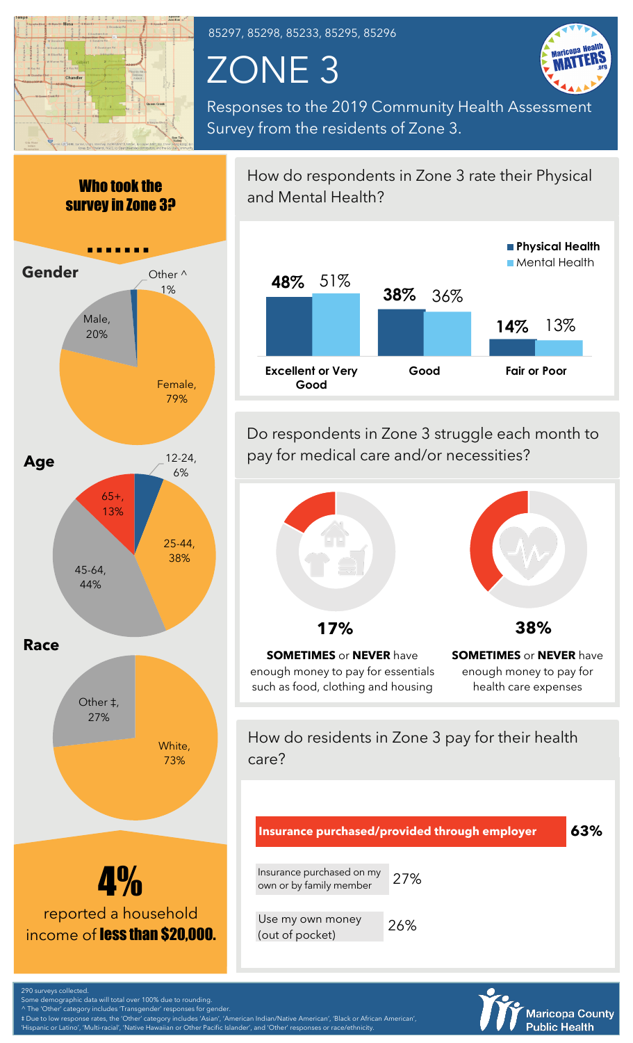85297, 85298, 85233, 85295, 85296

# ZONE 3

Responses to the 2019 Community Health Assessment Survey from the residents of Zone 3.

## Who took the survey in Zone 3?

### Gender

- Female, 79%
- Male, 20%
- Other ^ 1%

### Age

- 12-24, 6%
- 25-44, 38%
- 45-64, 44%
- 65+, 13%

### Race

- White, 73%
- Other ‡, 27%

**4%** reported a household income of **less than $20,000.**

## How do respondents in Zone 3 rate their Physical and Mental Health?

| | Physical Health | Mental Health |
|---|---|---|
| Excellent or Very Good | 48% | 51% |
| Good | 38% | 36% |
| Fair or Poor | 14% | 13% |

## Do respondents in Zone 3 struggle each month to pay for medical care and/or necessities?

**17%** — **SOMETIMES** or **NEVER** have enough money to pay for essentials such as food, clothing and housing

**38%** — **SOMETIMES** or **NEVER** have enough money to pay for health care expenses

## How do residents in Zone 3 pay for their health care?

| Method | Percent |
|---|---|
| **Insurance purchased/provided through employer** | **63%** |
| Insurance purchased on my own or by family member | 27% |
| Use my own money (out of pocket) | 26% |

290 surveys collected.
Some demographic data will total over 100% due to rounding.
^ The 'Other' category includes 'Transgender' responses for gender.
‡ Due to low response rates, the 'Other' category includes 'Asian', 'American Indian/Native American', 'Black or African American', 'Hispanic or Latino', 'Multi-racial', 'Native Hawaiian or Other Pacific Islander', and 'Other' responses or race/ethnicity.

Maricopa County Public Health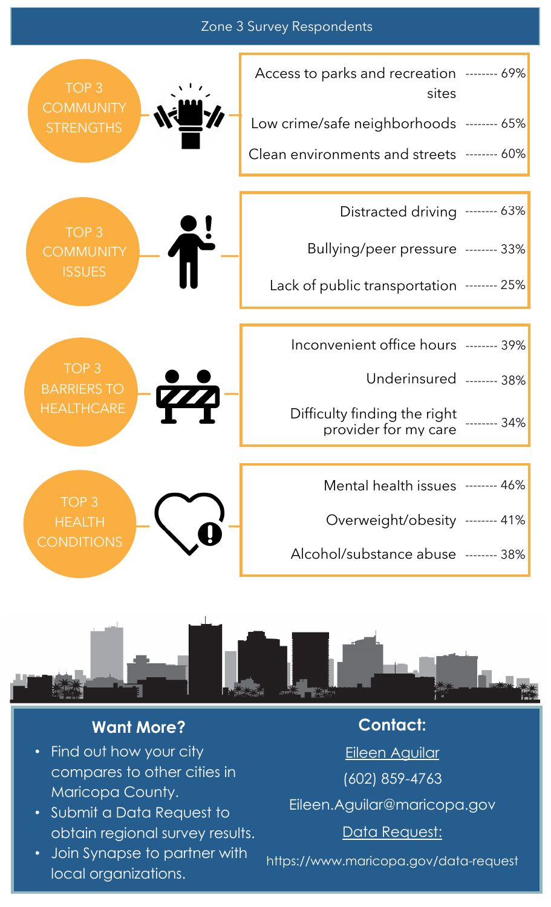## Zone 3 Survey Respondents

### TOP 3 COMMUNITY STRENGTHS

- Access to parks and recreation sites -------- 69%
- Low crime/safe neighborhoods -------- 65%
- Clean environments and streets -------- 60%

### TOP 3 COMMUNITY ISSUES

- Distracted driving -------- 63%
- Bullying/peer pressure -------- 33%
- Lack of public transportation -------- 25%

### TOP 3 BARRIERS TO HEALTHCARE

- Inconvenient office hours -------- 39%
- Underinsured -------- 38%
- Difficulty finding the right provider for my care -------- 34%

### TOP 3 HEALTH CONDITIONS

- Mental health issues -------- 46%
- Overweight/obesity -------- 41%
- Alcohol/substance abuse -------- 38%

## Want More?

- Find out how your city compares to other cities in Maricopa County.
- Submit a Data Request to obtain regional survey results.
- Join Synapse to partner with local organizations.

## Contact:

Eileen Aguilar

(602) 859-4763

Eileen.Aguilar@maricopa.gov

Data Request:

https://www.maricopa.gov/data-request